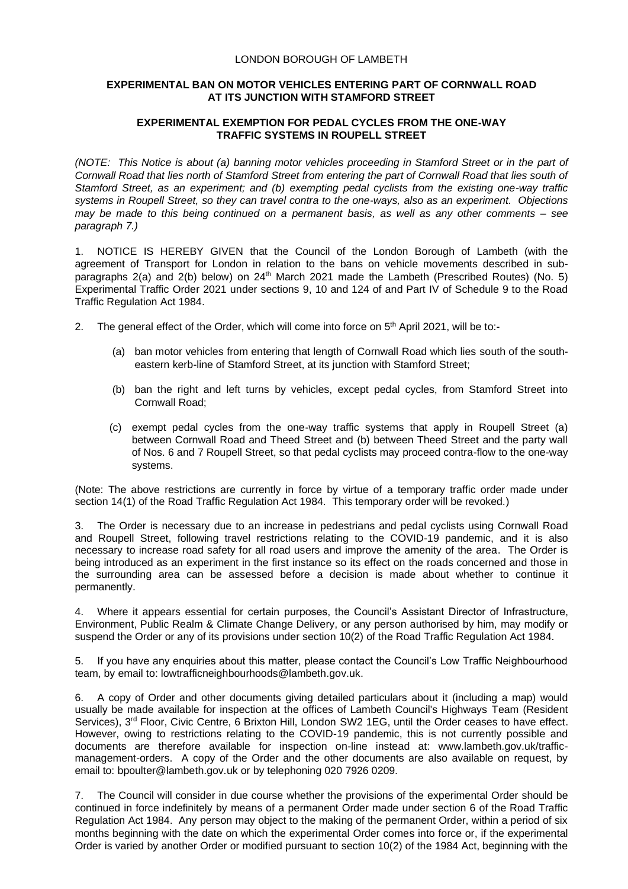LONDON BOROUGH OF LAMBETH

**EXPERIMENTAL BAN ON MOTOR VEHICLES ENTERING PART OF CORNWALL ROAD AT ITS JUNCTION WITH STAMFORD STREET**

**EXPERIMENTAL EXEMPTION FOR PEDAL CYCLES FROM THE ONE-WAY TRAFFIC SYSTEMS IN ROUPELL STREET**

*(NOTE: This Notice is about (a) banning motor vehicles proceeding in Stamford Street or in the part of Cornwall Road that lies north of Stamford Street from entering the part of Cornwall Road that lies south of Stamford Street, as an experiment; and (b) exempting pedal cyclists from the existing one-way traffic systems in Roupell Street, so they can travel contra to the one-ways, also as an experiment. Objections may be made to this being continued on a permanent basis, as well as any other comments – see paragraph 7.)*

1. NOTICE IS HEREBY GIVEN that the Council of the London Borough of Lambeth (with the agreement of Transport for London in relation to the bans on vehicle movements described in sub-paragraphs 2(a) and 2(b) below) on 24th March 2021 made the Lambeth (Prescribed Routes) (No. 5) Experimental Traffic Order 2021 under sections 9, 10 and 124 of and Part IV of Schedule 9 to the Road Traffic Regulation Act 1984.

2. The general effect of the Order, which will come into force on 5th April 2021, will be to:-

   (a) ban motor vehicles from entering that length of Cornwall Road which lies south of the south-eastern kerb-line of Stamford Street, at its junction with Stamford Street;

   (b) ban the right and left turns by vehicles, except pedal cycles, from Stamford Street into Cornwall Road;

   (c) exempt pedal cycles from the one-way traffic systems that apply in Roupell Street (a) between Cornwall Road and Theed Street and (b) between Theed Street and the party wall of Nos. 6 and 7 Roupell Street, so that pedal cyclists may proceed contra-flow to the one-way systems.

(Note: The above restrictions are currently in force by virtue of a temporary traffic order made under section 14(1) of the Road Traffic Regulation Act 1984. This temporary order will be revoked.)

3. The Order is necessary due to an increase in pedestrians and pedal cyclists using Cornwall Road and Roupell Street, following travel restrictions relating to the COVID-19 pandemic, and it is also necessary to increase road safety for all road users and improve the amenity of the area. The Order is being introduced as an experiment in the first instance so its effect on the roads concerned and those in the surrounding area can be assessed before a decision is made about whether to continue it permanently.

4. Where it appears essential for certain purposes, the Council's Assistant Director of Infrastructure, Environment, Public Realm & Climate Change Delivery, or any person authorised by him, may modify or suspend the Order or any of its provisions under section 10(2) of the Road Traffic Regulation Act 1984.

5. If you have any enquiries about this matter, please contact the Council's Low Traffic Neighbourhood team, by email to: lowtrafficneighbourhoods@lambeth.gov.uk.

6. A copy of Order and other documents giving detailed particulars about it (including a map) would usually be made available for inspection at the offices of Lambeth Council's Highways Team (Resident Services), 3rd Floor, Civic Centre, 6 Brixton Hill, London SW2 1EG, until the Order ceases to have effect. However, owing to restrictions relating to the COVID-19 pandemic, this is not currently possible and documents are therefore available for inspection on-line instead at: www.lambeth.gov.uk/traffic-management-orders. A copy of the Order and the other documents are also available on request, by email to: bpoulter@lambeth.gov.uk or by telephoning 020 7926 0209.

7. The Council will consider in due course whether the provisions of the experimental Order should be continued in force indefinitely by means of a permanent Order made under section 6 of the Road Traffic Regulation Act 1984. Any person may object to the making of the permanent Order, within a period of six months beginning with the date on which the experimental Order comes into force or, if the experimental Order is varied by another Order or modified pursuant to section 10(2) of the 1984 Act, beginning with the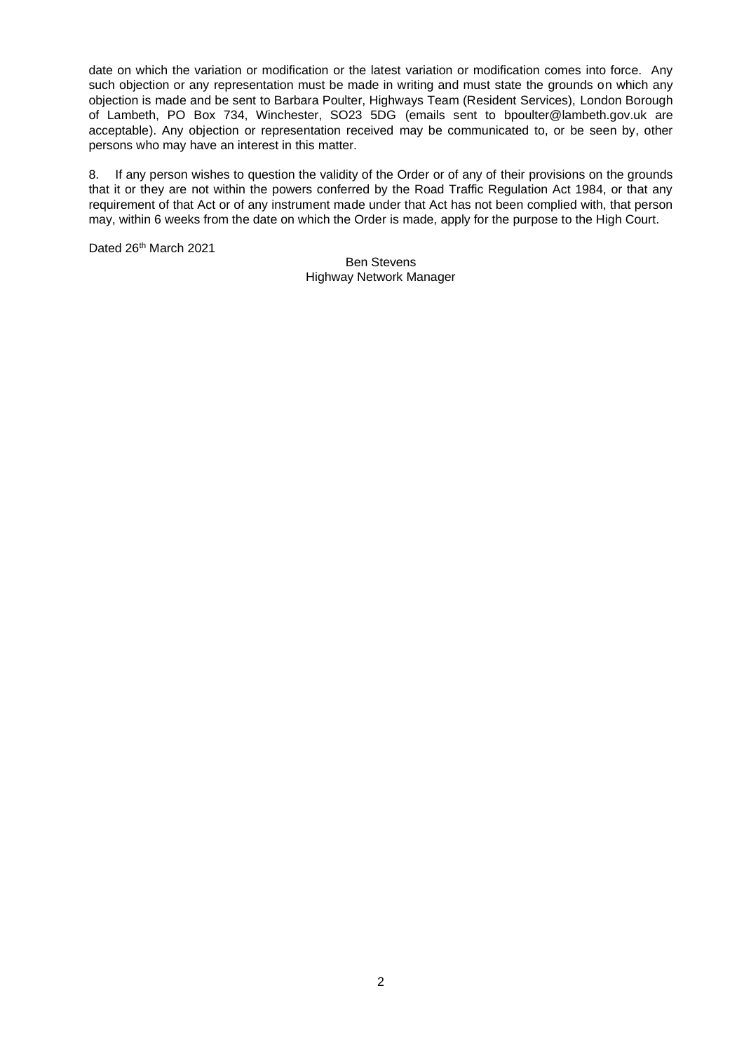date on which the variation or modification or the latest variation or modification comes into force. Any such objection or any representation must be made in writing and must state the grounds on which any objection is made and be sent to Barbara Poulter, Highways Team (Resident Services), London Borough of Lambeth, PO Box 734, Winchester, SO23 5DG (emails sent to bpoulter@lambeth.gov.uk are acceptable). Any objection or representation received may be communicated to, or be seen by, other persons who may have an interest in this matter.

8. If any person wishes to question the validity of the Order or of any of their provisions on the grounds that it or they are not within the powers conferred by the Road Traffic Regulation Act 1984, or that any requirement of that Act or of any instrument made under that Act has not been complied with, that person may, within 6 weeks from the date on which the Order is made, apply for the purpose to the High Court.

Dated 26th March 2021

Ben Stevens
Highway Network Manager